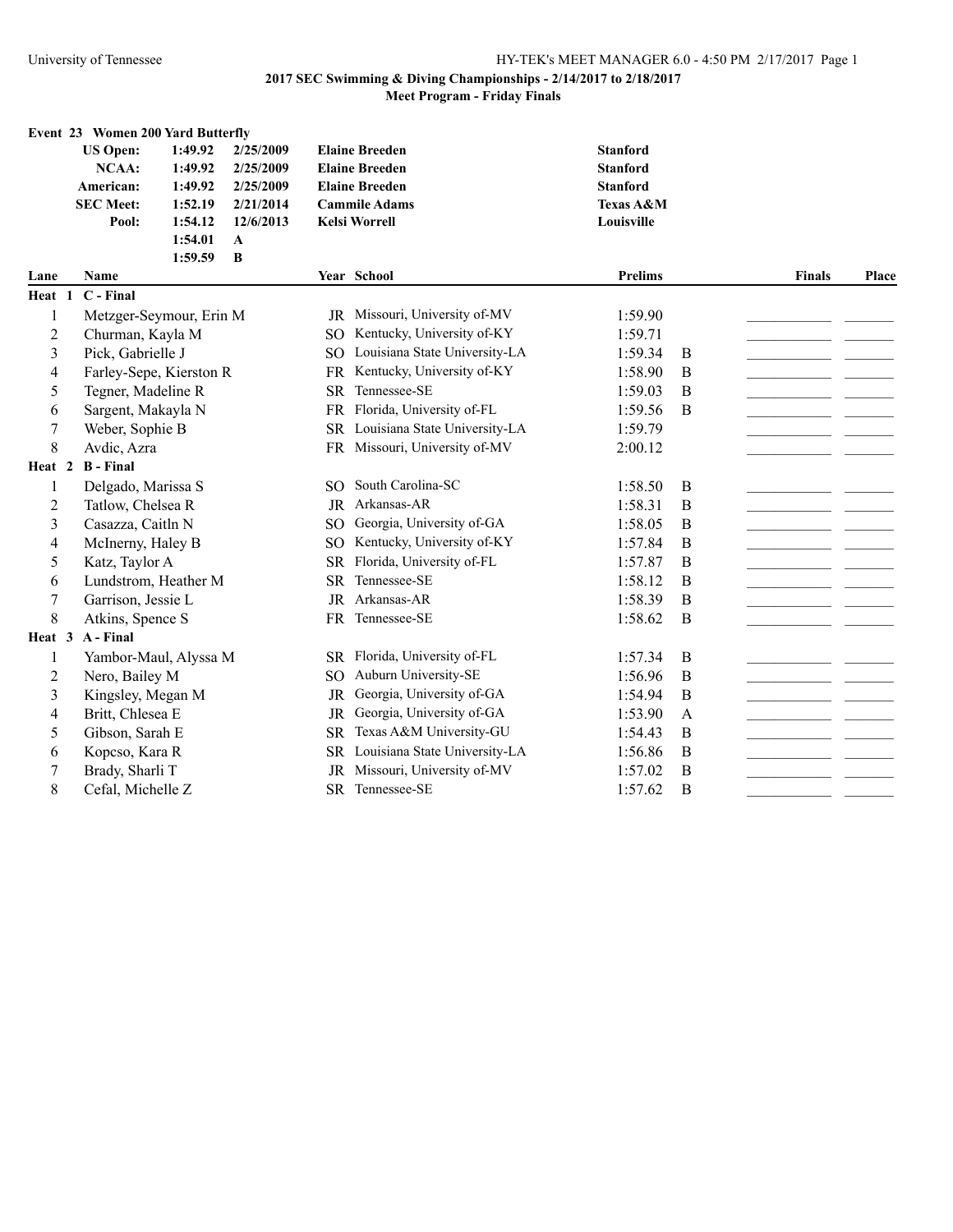## 2017 SEC Swimming & Diving Championships - 2/14/2017 to 2/18/2017
### Meet Program - Friday Finals

**Event 23 Women 200 Yard Butterfly**

| | | | | |
|---|---|---|---|---|
| **US Open:** | 1:49.92 | 2/25/2009 | Elaine Breeden | Stanford |
| **NCAA:** | 1:49.92 | 2/25/2009 | Elaine Breeden | Stanford |
| **American:** | 1:49.92 | 2/25/2009 | Elaine Breeden | Stanford |
| **SEC Meet:** | 1:52.19 | 2/21/2014 | Cammile Adams | Texas A&M |
| **Pool:** | 1:54.12 | 12/6/2013 | Kelsi Worrell | Louisville |
| | 1:54.01 | A | | |
| | 1:59.59 | B | | |

| Lane | Name | Year | School | Prelims | | Finals | Place |
|---|---|---|---|---|---|---|---|
| **Heat 1 C - Final** | | | | | | | |
| 1 | Metzger-Seymour, Erin M | JR | Missouri, University of-MV | 1:59.90 | | | |
| 2 | Churman, Kayla M | SO | Kentucky, University of-KY | 1:59.71 | | | |
| 3 | Pick, Gabrielle J | SO | Louisiana State University-LA | 1:59.34 | B | | |
| 4 | Farley-Sepe, Kierston R | FR | Kentucky, University of-KY | 1:58.90 | B | | |
| 5 | Tegner, Madeline R | SR | Tennessee-SE | 1:59.03 | B | | |
| 6 | Sargent, Makayla N | FR | Florida, University of-FL | 1:59.56 | B | | |
| 7 | Weber, Sophie B | SR | Louisiana State University-LA | 1:59.79 | | | |
| 8 | Avdic, Azra | FR | Missouri, University of-MV | 2:00.12 | | | |
| **Heat 2 B - Final** | | | | | | | |
| 1 | Delgado, Marissa S | SO | South Carolina-SC | 1:58.50 | B | | |
| 2 | Tatlow, Chelsea R | JR | Arkansas-AR | 1:58.31 | B | | |
| 3 | Casazza, Caitln N | SO | Georgia, University of-GA | 1:58.05 | B | | |
| 4 | McInerny, Haley B | SO | Kentucky, University of-KY | 1:57.84 | B | | |
| 5 | Katz, Taylor A | SR | Florida, University of-FL | 1:57.87 | B | | |
| 6 | Lundstrom, Heather M | SR | Tennessee-SE | 1:58.12 | B | | |
| 7 | Garrison, Jessie L | JR | Arkansas-AR | 1:58.39 | B | | |
| 8 | Atkins, Spence S | FR | Tennessee-SE | 1:58.62 | B | | |
| **Heat 3 A - Final** | | | | | | | |
| 1 | Yambor-Maul, Alyssa M | SR | Florida, University of-FL | 1:57.34 | B | | |
| 2 | Nero, Bailey M | SO | Auburn University-SE | 1:56.96 | B | | |
| 3 | Kingsley, Megan M | JR | Georgia, University of-GA | 1:54.94 | B | | |
| 4 | Britt, Chlesea E | JR | Georgia, University of-GA | 1:53.90 | A | | |
| 5 | Gibson, Sarah E | SR | Texas A&M University-GU | 1:54.43 | B | | |
| 6 | Kopcso, Kara R | SR | Louisiana State University-LA | 1:56.86 | B | | |
| 7 | Brady, Sharli T | JR | Missouri, University of-MV | 1:57.02 | B | | |
| 8 | Cefal, Michelle Z | SR | Tennessee-SE | 1:57.62 | B | | |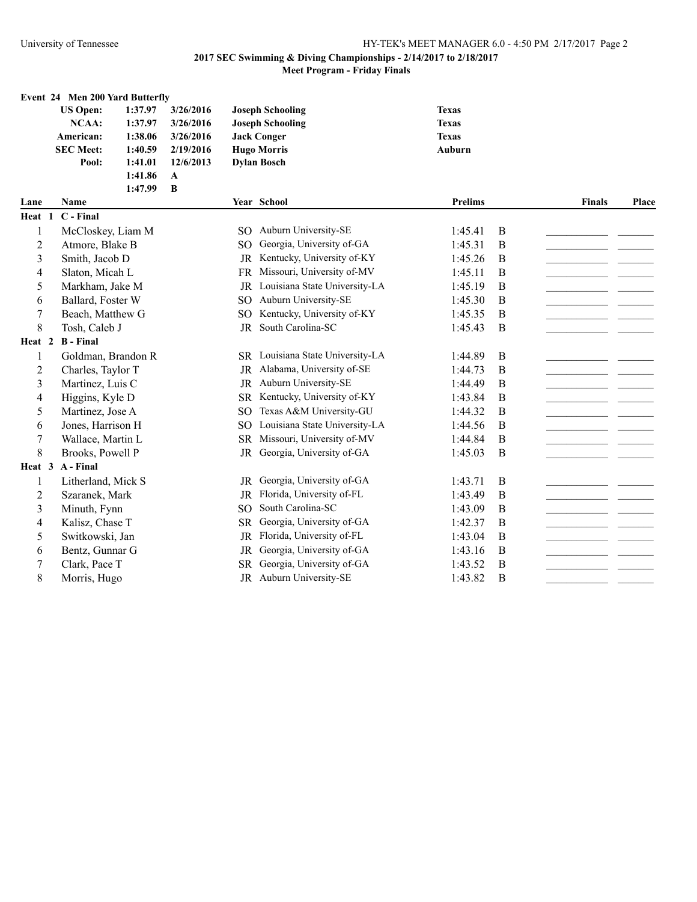**2017 SEC Swimming & Diving Championships - 2/14/2017 to 2/18/2017**

**Meet Program - Friday Finals**

## Event 24 Men 200 Yard Butterfly

| | | | | |
|---|---|---|---|---|
| **US Open:** | **1:37.97** | **3/26/2016** | **Joseph Schooling** | **Texas** |
| **NCAA:** | **1:37.97** | **3/26/2016** | **Joseph Schooling** | **Texas** |
| **American:** | **1:38.06** | **3/26/2016** | **Jack Conger** | **Texas** |
| **SEC Meet:** | **1:40.59** | **2/19/2016** | **Hugo Morris** | **Auburn** |
| **Pool:** | **1:41.01** | **12/6/2013** | **Dylan Bosch** | |
| | **1:41.86** | **A** | | |
| | **1:47.99** | **B** | | |

| Lane | Name | Year | School | Prelims | | Finals | Place |
|---|---|---|---|---|---|---|---|
| **Heat 1** | **C - Final** | | | | | | |
| 1 | McCloskey, Liam M | SO | Auburn University-SE | 1:45.41 | B | | |
| 2 | Atmore, Blake B | SO | Georgia, University of-GA | 1:45.31 | B | | |
| 3 | Smith, Jacob D | JR | Kentucky, University of-KY | 1:45.26 | B | | |
| 4 | Slaton, Micah L | FR | Missouri, University of-MV | 1:45.11 | B | | |
| 5 | Markham, Jake M | JR | Louisiana State University-LA | 1:45.19 | B | | |
| 6 | Ballard, Foster W | SO | Auburn University-SE | 1:45.30 | B | | |
| 7 | Beach, Matthew G | SO | Kentucky, University of-KY | 1:45.35 | B | | |
| 8 | Tosh, Caleb J | JR | South Carolina-SC | 1:45.43 | B | | |
| **Heat 2** | **B - Final** | | | | | | |
| 1 | Goldman, Brandon R | SR | Louisiana State University-LA | 1:44.89 | B | | |
| 2 | Charles, Taylor T | JR | Alabama, University of-SE | 1:44.73 | B | | |
| 3 | Martinez, Luis C | JR | Auburn University-SE | 1:44.49 | B | | |
| 4 | Higgins, Kyle D | SR | Kentucky, University of-KY | 1:43.84 | B | | |
| 5 | Martinez, Jose A | SO | Texas A&M University-GU | 1:44.32 | B | | |
| 6 | Jones, Harrison H | SO | Louisiana State University-LA | 1:44.56 | B | | |
| 7 | Wallace, Martin L | SR | Missouri, University of-MV | 1:44.84 | B | | |
| 8 | Brooks, Powell P | JR | Georgia, University of-GA | 1:45.03 | B | | |
| **Heat 3** | **A - Final** | | | | | | |
| 1 | Litherland, Mick S | JR | Georgia, University of-GA | 1:43.71 | B | | |
| 2 | Szaranek, Mark | JR | Florida, University of-FL | 1:43.49 | B | | |
| 3 | Minuth, Fynn | SO | South Carolina-SC | 1:43.09 | B | | |
| 4 | Kalisz, Chase T | SR | Georgia, University of-GA | 1:42.37 | B | | |
| 5 | Switkowski, Jan | JR | Florida, University of-FL | 1:43.04 | B | | |
| 6 | Bentz, Gunnar G | JR | Georgia, University of-GA | 1:43.16 | B | | |
| 7 | Clark, Pace T | SR | Georgia, University of-GA | 1:43.52 | B | | |
| 8 | Morris, Hugo | JR | Auburn University-SE | 1:43.82 | B | | |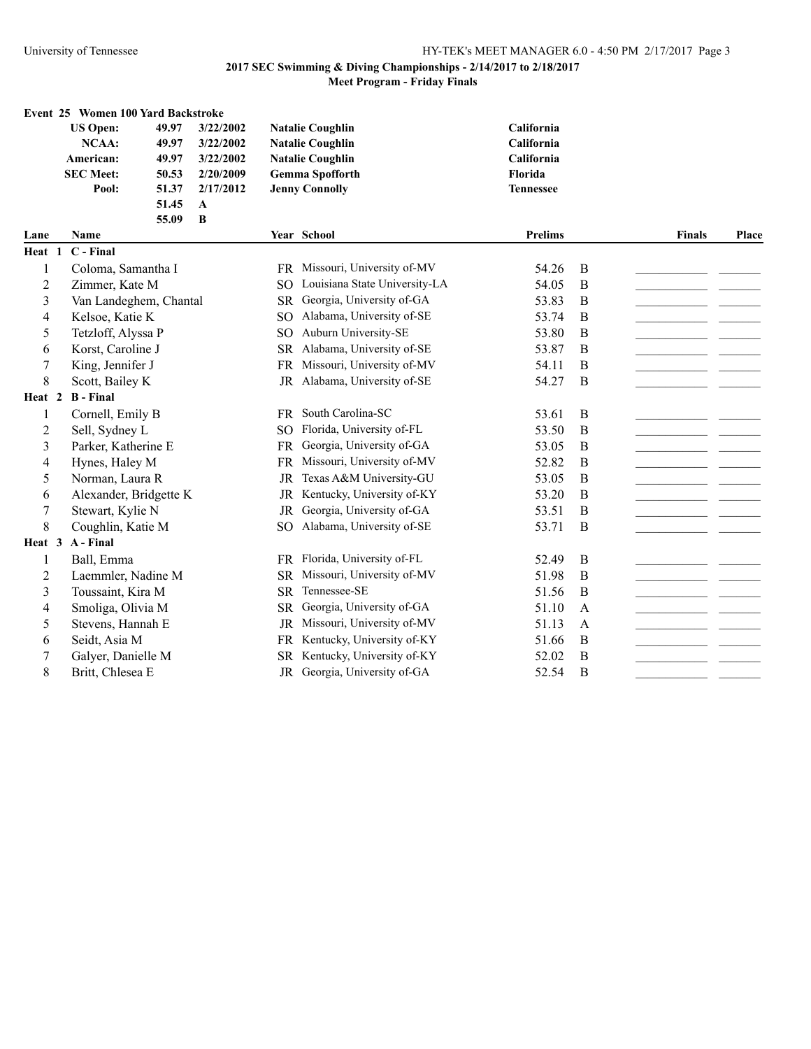**2017 SEC Swimming & Diving Championships - 2/14/2017 to 2/18/2017**

**Meet Program - Friday Finals**

### Event 25 Women 100 Yard Backstroke

| | | | | |
|---|---|---|---|---|
| **US Open:** | **49.97** | **3/22/2002** | **Natalie Coughlin** | **California** |
| **NCAA:** | **49.97** | **3/22/2002** | **Natalie Coughlin** | **California** |
| **American:** | **49.97** | **3/22/2002** | **Natalie Coughlin** | **California** |
| **SEC Meet:** | **50.53** | **2/20/2009** | **Gemma Spofforth** | **Florida** |
| **Pool:** | **51.37** | **2/17/2012** | **Jenny Connolly** | **Tennessee** |
| | **51.45** | **A** | | |
| | **55.09** | **B** | | |

| Lane | Name | Year | School | Prelims | | Finals | Place |
|---|---|---|---|---|---|---|---|
| **Heat 1 C - Final** | | | | | | | |
| 1 | Coloma, Samantha I | FR | Missouri, University of-MV | 54.26 | B | | |
| 2 | Zimmer, Kate M | SO | Louisiana State University-LA | 54.05 | B | | |
| 3 | Van Landeghem, Chantal | SR | Georgia, University of-GA | 53.83 | B | | |
| 4 | Kelsoe, Katie K | SO | Alabama, University of-SE | 53.74 | B | | |
| 5 | Tetzloff, Alyssa P | SO | Auburn University-SE | 53.80 | B | | |
| 6 | Korst, Caroline J | SR | Alabama, University of-SE | 53.87 | B | | |
| 7 | King, Jennifer J | FR | Missouri, University of-MV | 54.11 | B | | |
| 8 | Scott, Bailey K | JR | Alabama, University of-SE | 54.27 | B | | |
| **Heat 2 B - Final** | | | | | | | |
| 1 | Cornell, Emily B | FR | South Carolina-SC | 53.61 | B | | |
| 2 | Sell, Sydney L | SO | Florida, University of-FL | 53.50 | B | | |
| 3 | Parker, Katherine E | FR | Georgia, University of-GA | 53.05 | B | | |
| 4 | Hynes, Haley M | FR | Missouri, University of-MV | 52.82 | B | | |
| 5 | Norman, Laura R | JR | Texas A&M University-GU | 53.05 | B | | |
| 6 | Alexander, Bridgette K | JR | Kentucky, University of-KY | 53.20 | B | | |
| 7 | Stewart, Kylie N | JR | Georgia, University of-GA | 53.51 | B | | |
| 8 | Coughlin, Katie M | SO | Alabama, University of-SE | 53.71 | B | | |
| **Heat 3 A - Final** | | | | | | | |
| 1 | Ball, Emma | FR | Florida, University of-FL | 52.49 | B | | |
| 2 | Laemmler, Nadine M | SR | Missouri, University of-MV | 51.98 | B | | |
| 3 | Toussaint, Kira M | SR | Tennessee-SE | 51.56 | B | | |
| 4 | Smoliga, Olivia M | SR | Georgia, University of-GA | 51.10 | A | | |
| 5 | Stevens, Hannah E | JR | Missouri, University of-MV | 51.13 | A | | |
| 6 | Seidt, Asia M | FR | Kentucky, University of-KY | 51.66 | B | | |
| 7 | Galyer, Danielle M | SR | Kentucky, University of-KY | 52.02 | B | | |
| 8 | Britt, Chlesea E | JR | Georgia, University of-GA | 52.54 | B | | |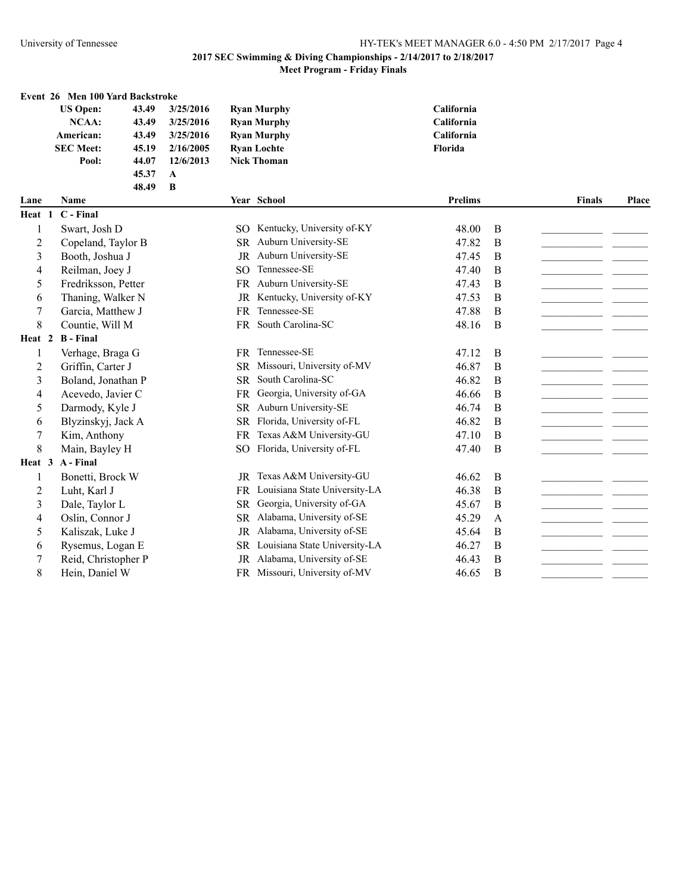**2017 SEC Swimming & Diving Championships - 2/14/2017 to 2/18/2017**

**Meet Program - Friday Finals**

## Event 26 Men 100 Yard Backstroke

| | | | | |
|---|---|---|---|---|
| **US Open:** | **43.49** | **3/25/2016** | **Ryan Murphy** | **California** |
| **NCAA:** | **43.49** | **3/25/2016** | **Ryan Murphy** | **California** |
| **American:** | **43.49** | **3/25/2016** | **Ryan Murphy** | **California** |
| **SEC Meet:** | **45.19** | **2/16/2005** | **Ryan Lochte** | **Florida** |
| **Pool:** | **44.07** | **12/6/2013** | **Nick Thoman** | |
| | **45.37** | **A** | | |
| | **48.49** | **B** | | |

| Lane | Name | Year | School | Prelims | | Finals | Place |
|---|---|---|---|---|---|---|---|
| **Heat 1** | **C - Final** | | | | | | |
| 1 | Swart, Josh D | SO | Kentucky, University of-KY | 48.00 | B | \_\_\_\_\_\_\_\_\_\_ | \_\_\_\_\_\_ |
| 2 | Copeland, Taylor B | SR | Auburn University-SE | 47.82 | B | \_\_\_\_\_\_\_\_\_\_ | \_\_\_\_\_\_ |
| 3 | Booth, Joshua J | JR | Auburn University-SE | 47.45 | B | \_\_\_\_\_\_\_\_\_\_ | \_\_\_\_\_\_ |
| 4 | Reilman, Joey J | SO | Tennessee-SE | 47.40 | B | \_\_\_\_\_\_\_\_\_\_ | \_\_\_\_\_\_ |
| 5 | Fredriksson, Petter | FR | Auburn University-SE | 47.43 | B | \_\_\_\_\_\_\_\_\_\_ | \_\_\_\_\_\_ |
| 6 | Thaning, Walker N | JR | Kentucky, University of-KY | 47.53 | B | \_\_\_\_\_\_\_\_\_\_ | \_\_\_\_\_\_ |
| 7 | Garcia, Matthew J | FR | Tennessee-SE | 47.88 | B | \_\_\_\_\_\_\_\_\_\_ | \_\_\_\_\_\_ |
| 8 | Countie, Will M | FR | South Carolina-SC | 48.16 | B | \_\_\_\_\_\_\_\_\_\_ | \_\_\_\_\_\_ |
| **Heat 2** | **B - Final** | | | | | | |
| 1 | Verhage, Braga G | FR | Tennessee-SE | 47.12 | B | \_\_\_\_\_\_\_\_\_\_ | \_\_\_\_\_\_ |
| 2 | Griffin, Carter J | SR | Missouri, University of-MV | 46.87 | B | \_\_\_\_\_\_\_\_\_\_ | \_\_\_\_\_\_ |
| 3 | Boland, Jonathan P | SR | South Carolina-SC | 46.82 | B | \_\_\_\_\_\_\_\_\_\_ | \_\_\_\_\_\_ |
| 4 | Acevedo, Javier C | FR | Georgia, University of-GA | 46.66 | B | \_\_\_\_\_\_\_\_\_\_ | \_\_\_\_\_\_ |
| 5 | Darmody, Kyle J | SR | Auburn University-SE | 46.74 | B | \_\_\_\_\_\_\_\_\_\_ | \_\_\_\_\_\_ |
| 6 | Blyzinskyj, Jack A | SR | Florida, University of-FL | 46.82 | B | \_\_\_\_\_\_\_\_\_\_ | \_\_\_\_\_\_ |
| 7 | Kim, Anthony | FR | Texas A&M University-GU | 47.10 | B | \_\_\_\_\_\_\_\_\_\_ | \_\_\_\_\_\_ |
| 8 | Main, Bayley H | SO | Florida, University of-FL | 47.40 | B | \_\_\_\_\_\_\_\_\_\_ | \_\_\_\_\_\_ |
| **Heat 3** | **A - Final** | | | | | | |
| 1 | Bonetti, Brock W | JR | Texas A&M University-GU | 46.62 | B | \_\_\_\_\_\_\_\_\_\_ | \_\_\_\_\_\_ |
| 2 | Luht, Karl J | FR | Louisiana State University-LA | 46.38 | B | \_\_\_\_\_\_\_\_\_\_ | \_\_\_\_\_\_ |
| 3 | Dale, Taylor L | SR | Georgia, University of-GA | 45.67 | B | \_\_\_\_\_\_\_\_\_\_ | \_\_\_\_\_\_ |
| 4 | Oslin, Connor J | SR | Alabama, University of-SE | 45.29 | A | \_\_\_\_\_\_\_\_\_\_ | \_\_\_\_\_\_ |
| 5 | Kaliszak, Luke J | JR | Alabama, University of-SE | 45.64 | B | \_\_\_\_\_\_\_\_\_\_ | \_\_\_\_\_\_ |
| 6 | Rysemus, Logan E | SR | Louisiana State University-LA | 46.27 | B | \_\_\_\_\_\_\_\_\_\_ | \_\_\_\_\_\_ |
| 7 | Reid, Christopher P | JR | Alabama, University of-SE | 46.43 | B | \_\_\_\_\_\_\_\_\_\_ | \_\_\_\_\_\_ |
| 8 | Hein, Daniel W | FR | Missouri, University of-MV | 46.65 | B | \_\_\_\_\_\_\_\_\_\_ | \_\_\_\_\_\_ |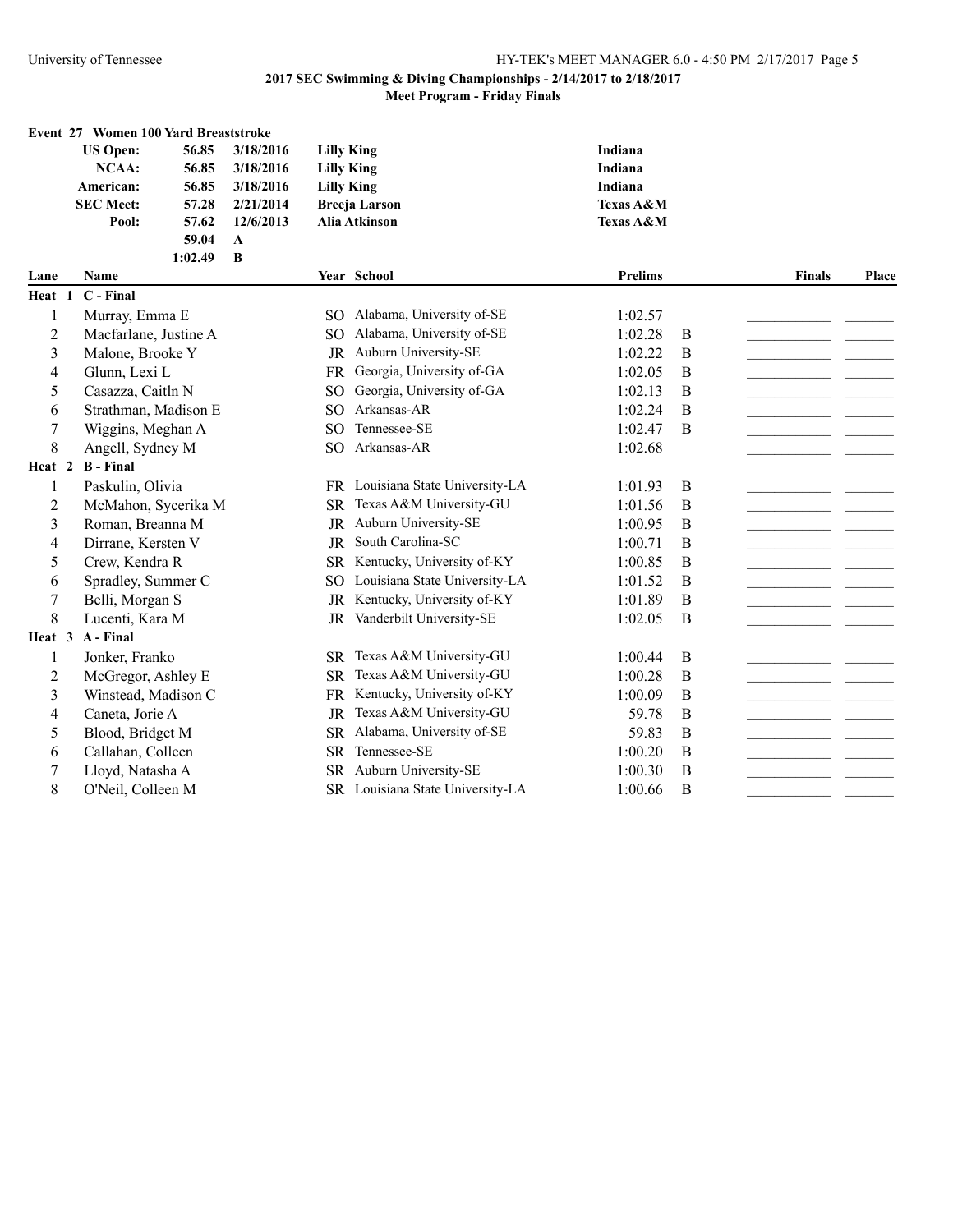**2017 SEC Swimming & Diving Championships - 2/14/2017 to 2/18/2017**

**Meet Program - Friday Finals**

**Event 27 Women 100 Yard Breaststroke**

| | | | | |
|---|---|---|---|---|
| **US Open:** | **56.85** | **3/18/2016** | **Lilly King** | **Indiana** |
| **NCAA:** | **56.85** | **3/18/2016** | **Lilly King** | **Indiana** |
| **American:** | **56.85** | **3/18/2016** | **Lilly King** | **Indiana** |
| **SEC Meet:** | **57.28** | **2/21/2014** | **Breeja Larson** | **Texas A&M** |
| **Pool:** | **57.62** | **12/6/2013** | **Alia Atkinson** | **Texas A&M** |
| | **59.04** | **A** | | |
| | **1:02.49** | **B** | | |

| Lane | Name | Year | School | Prelims | | Finals | Place |
|---|---|---|---|---|---|---|---|
| **Heat 1** | **C - Final** | | | | | | |
| 1 | Murray, Emma E | SO | Alabama, University of-SE | 1:02.57 | | ___ | ___ |
| 2 | Macfarlane, Justine A | SO | Alabama, University of-SE | 1:02.28 | B | ___ | ___ |
| 3 | Malone, Brooke Y | JR | Auburn University-SE | 1:02.22 | B | ___ | ___ |
| 4 | Glunn, Lexi L | FR | Georgia, University of-GA | 1:02.05 | B | ___ | ___ |
| 5 | Casazza, Caitln N | SO | Georgia, University of-GA | 1:02.13 | B | ___ | ___ |
| 6 | Strathman, Madison E | SO | Arkansas-AR | 1:02.24 | B | ___ | ___ |
| 7 | Wiggins, Meghan A | SO | Tennessee-SE | 1:02.47 | B | ___ | ___ |
| 8 | Angell, Sydney M | SO | Arkansas-AR | 1:02.68 | | ___ | ___ |
| **Heat 2** | **B - Final** | | | | | | |
| 1 | Paskulin, Olivia | FR | Louisiana State University-LA | 1:01.93 | B | ___ | ___ |
| 2 | McMahon, Sycerika M | SR | Texas A&M University-GU | 1:01.56 | B | ___ | ___ |
| 3 | Roman, Breanna M | JR | Auburn University-SE | 1:00.95 | B | ___ | ___ |
| 4 | Dirrane, Kersten V | JR | South Carolina-SC | 1:00.71 | B | ___ | ___ |
| 5 | Crew, Kendra R | SR | Kentucky, University of-KY | 1:00.85 | B | ___ | ___ |
| 6 | Spradley, Summer C | SO | Louisiana State University-LA | 1:01.52 | B | ___ | ___ |
| 7 | Belli, Morgan S | JR | Kentucky, University of-KY | 1:01.89 | B | ___ | ___ |
| 8 | Lucenti, Kara M | JR | Vanderbilt University-SE | 1:02.05 | B | ___ | ___ |
| **Heat 3** | **A - Final** | | | | | | |
| 1 | Jonker, Franko | SR | Texas A&M University-GU | 1:00.44 | B | ___ | ___ |
| 2 | McGregor, Ashley E | SR | Texas A&M University-GU | 1:00.28 | B | ___ | ___ |
| 3 | Winstead, Madison C | FR | Kentucky, University of-KY | 1:00.09 | B | ___ | ___ |
| 4 | Caneta, Jorie A | JR | Texas A&M University-GU | 59.78 | B | ___ | ___ |
| 5 | Blood, Bridget M | SR | Alabama, University of-SE | 59.83 | B | ___ | ___ |
| 6 | Callahan, Colleen | SR | Tennessee-SE | 1:00.20 | B | ___ | ___ |
| 7 | Lloyd, Natasha A | SR | Auburn University-SE | 1:00.30 | B | ___ | ___ |
| 8 | O'Neil, Colleen M | SR | Louisiana State University-LA | 1:00.66 | B | ___ | ___ |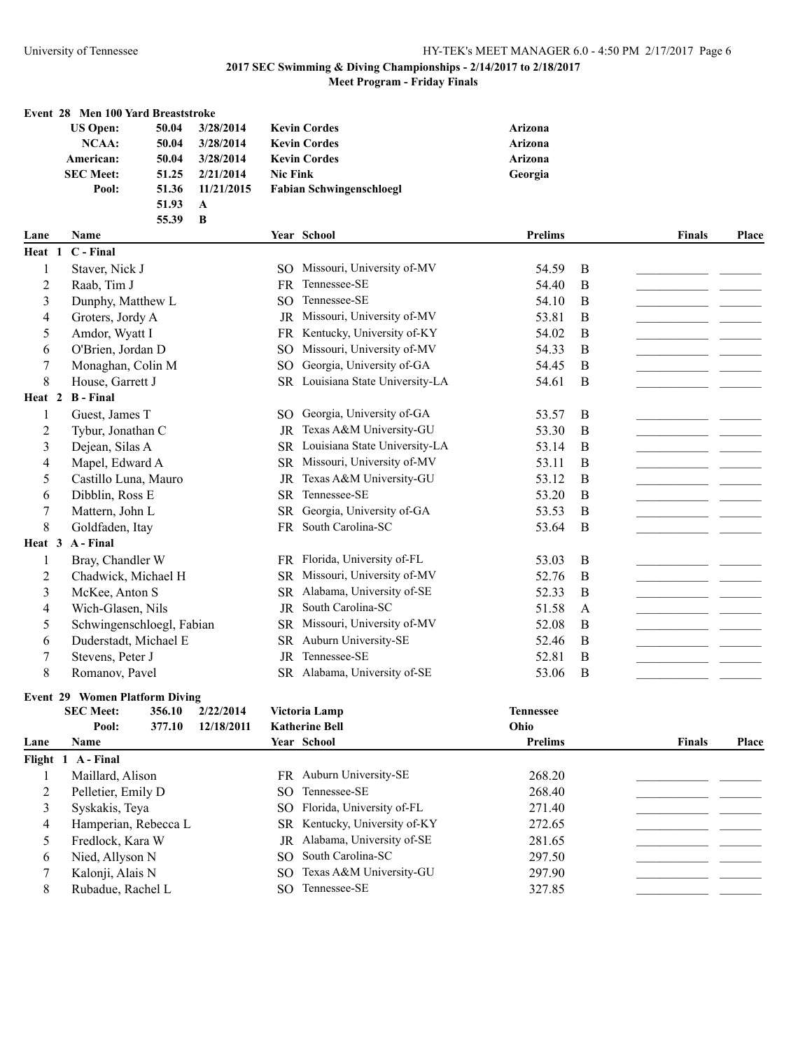**2017 SEC Swimming & Diving Championships - 2/14/2017 to 2/18/2017**

**Meet Program - Friday Finals**

### Event 28 Men 100 Yard Breaststroke

| | | | | |
|---|---|---|---|---|
| **US Open:** | **50.04** | **3/28/2014** | **Kevin Cordes** | **Arizona** |
| **NCAA:** | **50.04** | **3/28/2014** | **Kevin Cordes** | **Arizona** |
| **American:** | **50.04** | **3/28/2014** | **Kevin Cordes** | **Arizona** |
| **SEC Meet:** | **51.25** | **2/21/2014** | **Nic Fink** | **Georgia** |
| **Pool:** | **51.36** | **11/21/2015** | **Fabian Schwingenschloegl** | |
| | **51.93** | **A** | | |
| | **55.39** | **B** | | |

| Lane | Name | Year | School | Prelims | | Finals | Place |
|---|---|---|---|---|---|---|---|
| **Heat 1** | **C - Final** | | | | | | |
| 1 | Staver, Nick J | SO | Missouri, University of-MV | 54.59 | B | | |
| 2 | Raab, Tim J | FR | Tennessee-SE | 54.40 | B | | |
| 3 | Dunphy, Matthew L | SO | Tennessee-SE | 54.10 | B | | |
| 4 | Groters, Jordy A | JR | Missouri, University of-MV | 53.81 | B | | |
| 5 | Amdor, Wyatt I | FR | Kentucky, University of-KY | 54.02 | B | | |
| 6 | O'Brien, Jordan D | SO | Missouri, University of-MV | 54.33 | B | | |
| 7 | Monaghan, Colin M | SO | Georgia, University of-GA | 54.45 | B | | |
| 8 | House, Garrett J | SR | Louisiana State University-LA | 54.61 | B | | |
| **Heat 2** | **B - Final** | | | | | | |
| 1 | Guest, James T | SO | Georgia, University of-GA | 53.57 | B | | |
| 2 | Tybur, Jonathan C | JR | Texas A&M University-GU | 53.30 | B | | |
| 3 | Dejean, Silas A | SR | Louisiana State University-LA | 53.14 | B | | |
| 4 | Mapel, Edward A | SR | Missouri, University of-MV | 53.11 | B | | |
| 5 | Castillo Luna, Mauro | JR | Texas A&M University-GU | 53.12 | B | | |
| 6 | Dibblin, Ross E | SR | Tennessee-SE | 53.20 | B | | |
| 7 | Mattern, John L | SR | Georgia, University of-GA | 53.53 | B | | |
| 8 | Goldfaden, Itay | FR | South Carolina-SC | 53.64 | B | | |
| **Heat 3** | **A - Final** | | | | | | |
| 1 | Bray, Chandler W | FR | Florida, University of-FL | 53.03 | B | | |
| 2 | Chadwick, Michael H | SR | Missouri, University of-MV | 52.76 | B | | |
| 3 | McKee, Anton S | SR | Alabama, University of-SE | 52.33 | B | | |
| 4 | Wich-Glasen, Nils | JR | South Carolina-SC | 51.58 | A | | |
| 5 | Schwingenschloegl, Fabian | SR | Missouri, University of-MV | 52.08 | B | | |
| 6 | Duderstadt, Michael E | SR | Auburn University-SE | 52.46 | B | | |
| 7 | Stevens, Peter J | JR | Tennessee-SE | 52.81 | B | | |
| 8 | Romanov, Pavel | SR | Alabama, University of-SE | 53.06 | B | | |

### Event 29 Women Platform Diving

| | | | | |
|---|---|---|---|---|
| **SEC Meet:** | **356.10** | **2/22/2014** | **Victoria Lamp** | **Tennessee** |
| **Pool:** | **377.10** | **12/18/2011** | **Katherine Bell** | **Ohio** |

| Lane | Name | Year | School | Prelims | Finals | Place |
|---|---|---|---|---|---|---|
| **Flight 1** | **A - Final** | | | | | |
| 1 | Maillard, Alison | FR | Auburn University-SE | 268.20 | | |
| 2 | Pelletier, Emily D | SO | Tennessee-SE | 268.40 | | |
| 3 | Syskakis, Teya | SO | Florida, University of-FL | 271.40 | | |
| 4 | Hamperian, Rebecca L | SR | Kentucky, University of-KY | 272.65 | | |
| 5 | Fredlock, Kara W | JR | Alabama, University of-SE | 281.65 | | |
| 6 | Nied, Allyson N | SO | South Carolina-SC | 297.50 | | |
| 7 | Kalonji, Alais N | SO | Texas A&M University-GU | 297.90 | | |
| 8 | Rubadue, Rachel L | SO | Tennessee-SE | 327.85 | | |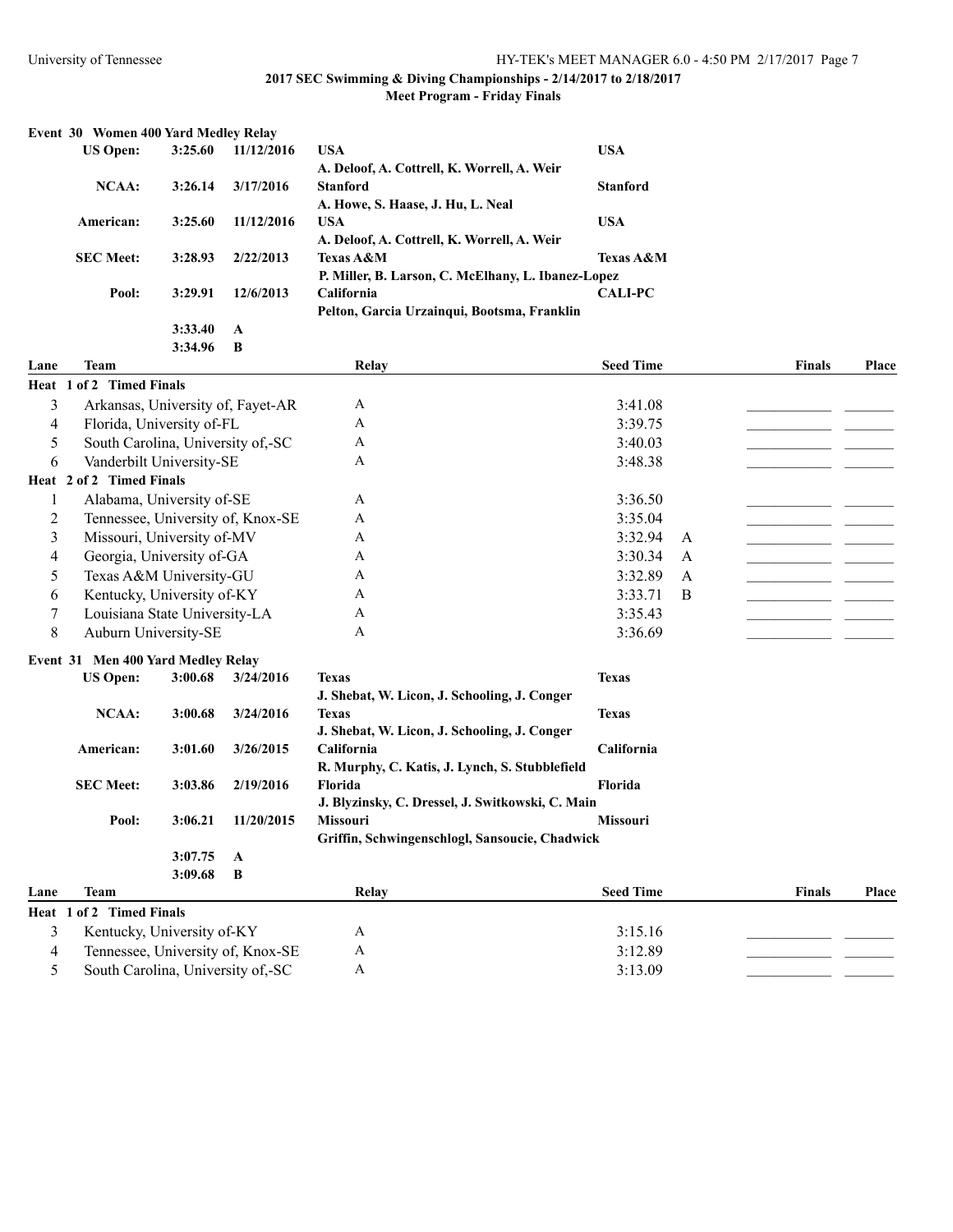**2017 SEC Swimming & Diving Championships - 2/14/2017 to 2/18/2017**

**Meet Program - Friday Finals**

## Event 30 Women 400 Yard Medley Relay

| Record | Time | Date | Team | Team |
|---|---|---|---|---|
| US Open: | 3:25.60 | 11/12/2016 | USA<br>A. Deloof, A. Cottrell, K. Worrell, A. Weir | USA |
| NCAA: | 3:26.14 | 3/17/2016 | Stanford<br>A. Howe, S. Haase, J. Hu, L. Neal | Stanford |
| American: | 3:25.60 | 11/12/2016 | USA<br>A. Deloof, A. Cottrell, K. Worrell, A. Weir | USA |
| SEC Meet: | 3:28.93 | 2/22/2013 | Texas A&M<br>P. Miller, B. Larson, C. McElhany, L. Ibanez-Lopez | Texas A&M |
| Pool: | 3:29.91 | 12/6/2013 | California<br>Pelton, Garcia Urzainqui, Bootsma, Franklin | CALI-PC |
| | 3:33.40 | A | | |
| | 3:34.96 | B | | |

| Lane | Team | Relay | Seed Time | | Finals | Place |
|---|---|---|---|---|---|---|
| **Heat 1 of 2 Timed Finals** | | | | | | |
| 3 | Arkansas, University of, Fayet-AR | A | 3:41.08 | | ________ | ______ |
| 4 | Florida, University of-FL | A | 3:39.75 | | ________ | ______ |
| 5 | South Carolina, University of,-SC | A | 3:40.03 | | ________ | ______ |
| 6 | Vanderbilt University-SE | A | 3:48.38 | | ________ | ______ |
| **Heat 2 of 2 Timed Finals** | | | | | | |
| 1 | Alabama, University of-SE | A | 3:36.50 | | ________ | ______ |
| 2 | Tennessee, University of, Knox-SE | A | 3:35.04 | | ________ | ______ |
| 3 | Missouri, University of-MV | A | 3:32.94 | A | ________ | ______ |
| 4 | Georgia, University of-GA | A | 3:30.34 | A | ________ | ______ |
| 5 | Texas A&M University-GU | A | 3:32.89 | A | ________ | ______ |
| 6 | Kentucky, University of-KY | A | 3:33.71 | B | ________ | ______ |
| 7 | Louisiana State University-LA | A | 3:35.43 | | ________ | ______ |
| 8 | Auburn University-SE | A | 3:36.69 | | ________ | ______ |

## Event 31 Men 400 Yard Medley Relay

| Record | Time | Date | Team | Team |
|---|---|---|---|---|
| US Open: | 3:00.68 | 3/24/2016 | Texas<br>J. Shebat, W. Licon, J. Schooling, J. Conger | Texas |
| NCAA: | 3:00.68 | 3/24/2016 | Texas<br>J. Shebat, W. Licon, J. Schooling, J. Conger | Texas |
| American: | 3:01.60 | 3/26/2015 | California<br>R. Murphy, C. Katis, J. Lynch, S. Stubblefield | California |
| SEC Meet: | 3:03.86 | 2/19/2016 | Florida<br>J. Blyzinsky, C. Dressel, J. Switkowski, C. Main | Florida |
| Pool: | 3:06.21 | 11/20/2015 | Missouri<br>Griffin, Schwingenschlogl, Sansoucie, Chadwick | Missouri |
| | 3:07.75 | A | | |
| | 3:09.68 | B | | |

| Lane | Team | Relay | Seed Time | Finals | Place |
|---|---|---|---|---|---|
| **Heat 1 of 2 Timed Finals** | | | | | |
| 3 | Kentucky, University of-KY | A | 3:15.16 | ________ | ______ |
| 4 | Tennessee, University of, Knox-SE | A | 3:12.89 | ________ | ______ |
| 5 | South Carolina, University of,-SC | A | 3:13.09 | ________ | ______ |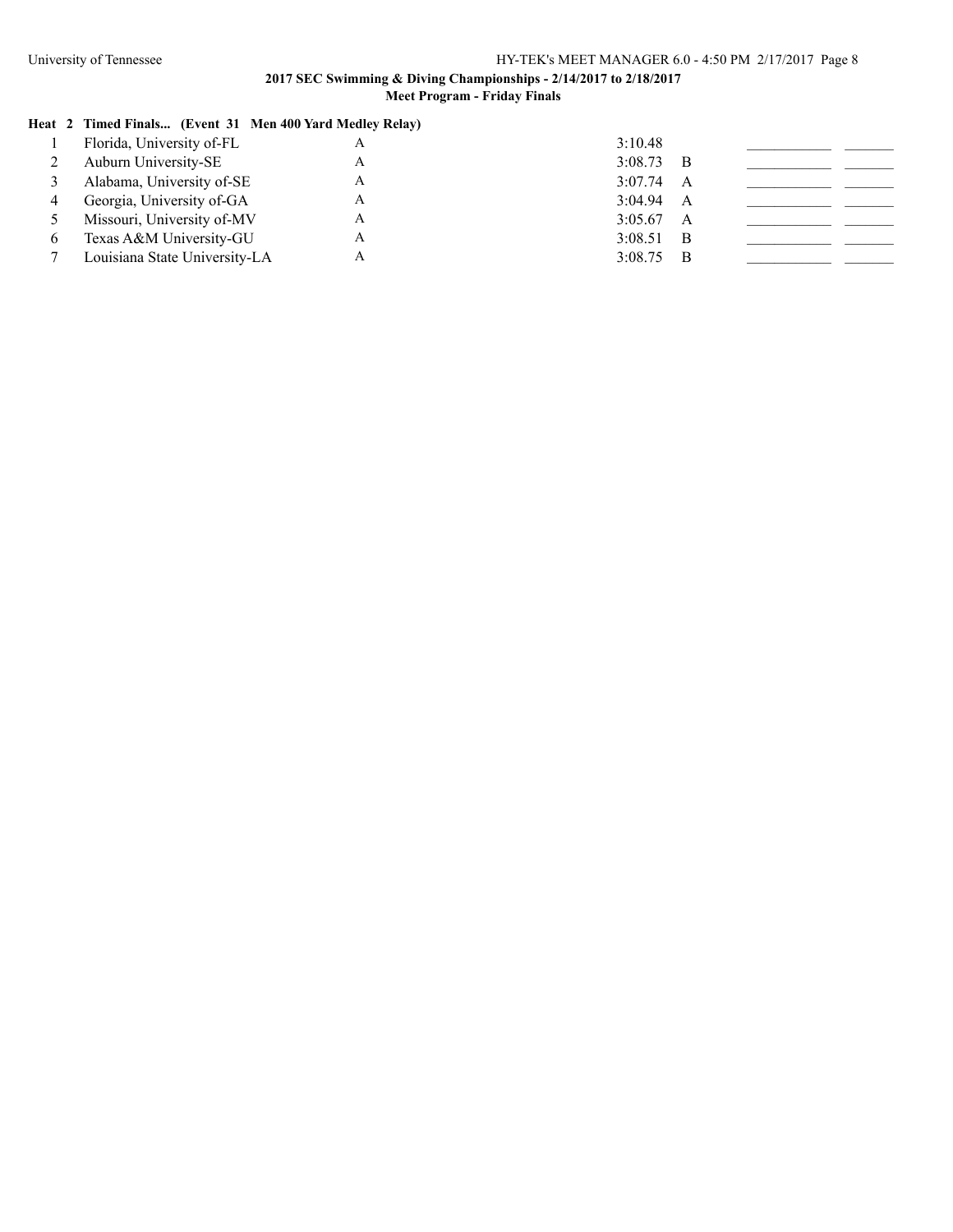**2017 SEC Swimming & Diving Championships - 2/14/2017 to 2/18/2017**

**Meet Program - Friday Finals**

**Heat 2 Timed Finals... (Event 31 Men 400 Yard Medley Relay)**

| | | | | | | |
|---|---|---|---|---|---|---|
| 1 | Florida, University of-FL | A | 3:10.48 | | ____________ | _______ |
| 2 | Auburn University-SE | A | 3:08.73 | B | ____________ | _______ |
| 3 | Alabama, University of-SE | A | 3:07.74 | A | ____________ | _______ |
| 4 | Georgia, University of-GA | A | 3:04.94 | A | ____________ | _______ |
| 5 | Missouri, University of-MV | A | 3:05.67 | A | ____________ | _______ |
| 6 | Texas A&M University-GU | A | 3:08.51 | B | ____________ | _______ |
| 7 | Louisiana State University-LA | A | 3:08.75 | B | ____________ | _______ |